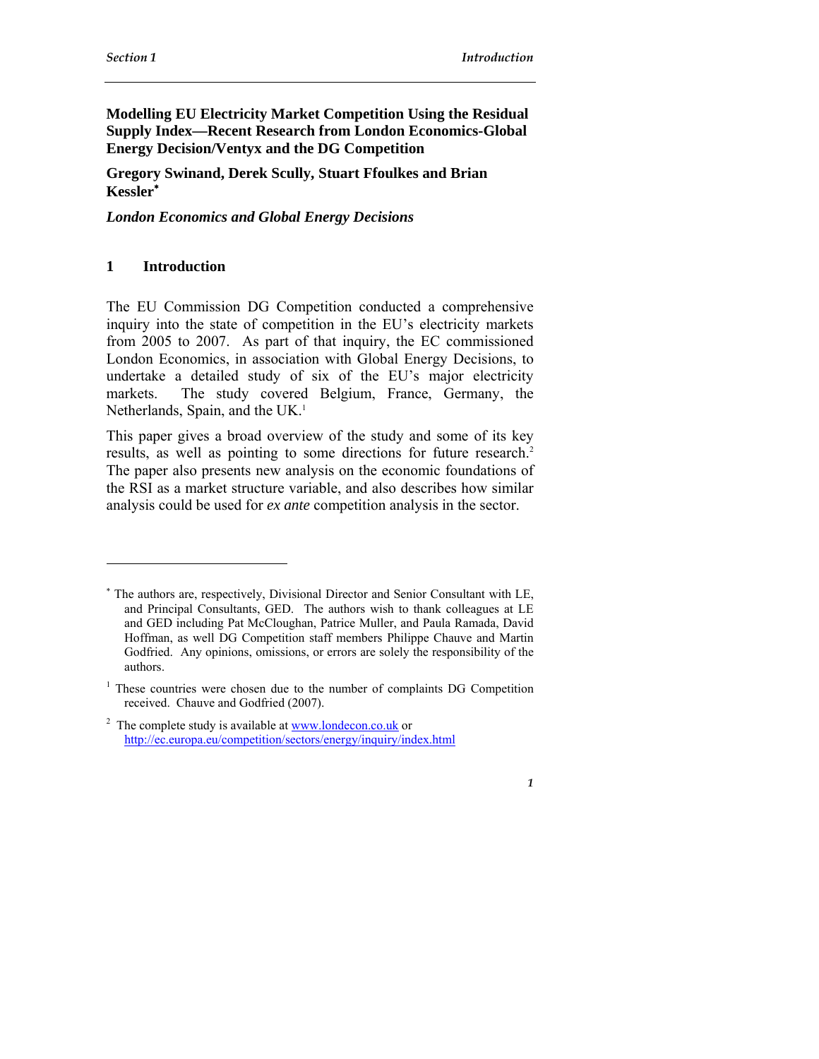# Modelling EU Electricity Market Competition Using the Residual Supply Index—Recent Research from London Economics-Global Energy Decision/Ventyx and the DG Competition

**Gregory Swinand, Derek Scully, Stuart Ffoulkes and Brian Kessler***

***London Economics and Global Energy Decisions***

## 1 Introduction

The EU Commission DG Competition conducted a comprehensive inquiry into the state of competition in the EU's electricity markets from 2005 to 2007. As part of that inquiry, the EC commissioned London Economics, in association with Global Energy Decisions, to undertake a detailed study of six of the EU's major electricity markets. The study covered Belgium, France, Germany, the Netherlands, Spain, and the UK.[1]

This paper gives a broad overview of the study and some of its key results, as well as pointing to some directions for future research.[2] The paper also presents new analysis on the economic foundations of the RSI as a market structure variable, and also describes how similar analysis could be used for *ex ante* competition analysis in the sector.

---

\* The authors are, respectively, Divisional Director and Senior Consultant with LE, and Principal Consultants, GED. The authors wish to thank colleagues at LE and GED including Pat McCloughan, Patrice Muller, and Paula Ramada, David Hoffman, as well as DG Competition staff members Philippe Chauve and Martin Godfried. Any opinions, omissions, or errors are solely the responsibility of the authors.

[1] These countries were chosen due to the number of complaints DG Competition received. Chauve and Godfried (2007).

[2] The complete study is available at www.londecon.co.uk or http://ec.europa.eu/competition/sectors/energy/inquiry/index.html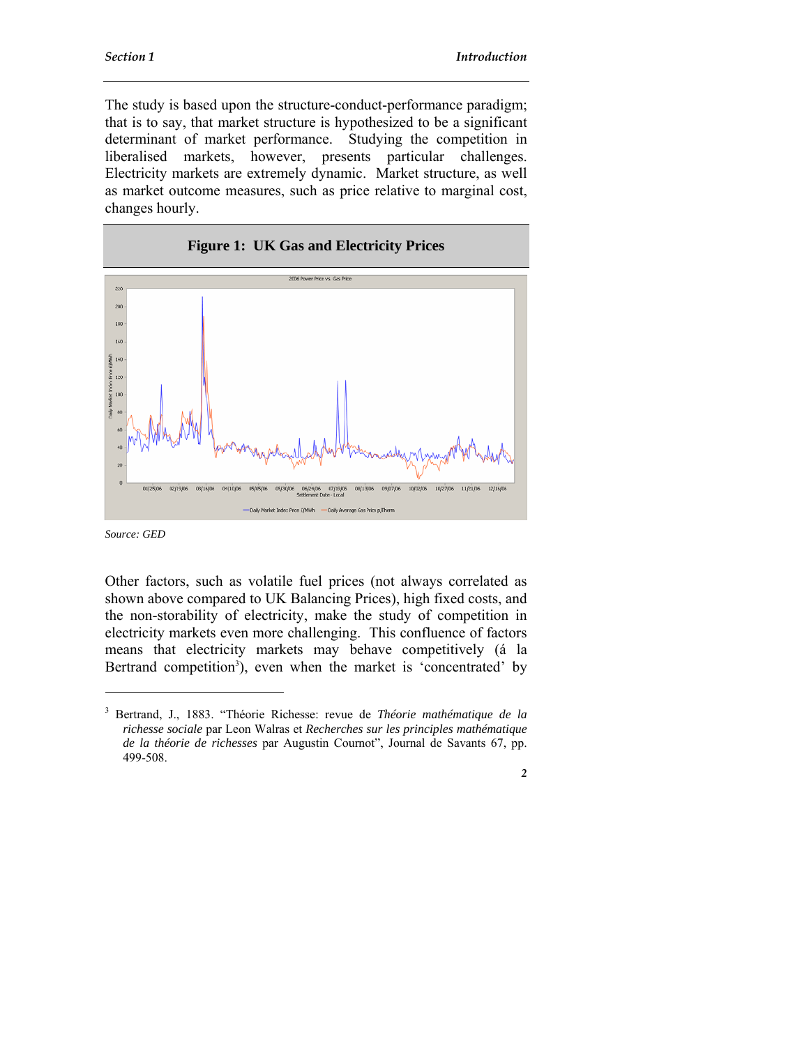The study is based upon the structure-conduct-performance paradigm; that is to say, that market structure is hypothesized to be a significant determinant of market performance. Studying the competition in liberalised markets, however, presents particular challenges. Electricity markets are extremely dynamic. Market structure, as well as market outcome measures, such as price relative to marginal cost, changes hourly.

**Figure 1: UK Gas and Electricity Prices**

*Source: GED*

Other factors, such as volatile fuel prices (not always correlated as shown above compared to UK Balancing Prices), high fixed costs, and the non-storability of electricity, make the study of competition in electricity markets even more challenging. This confluence of factors means that electricity markets may behave competitively (á la Bertrand competition[3]), even when the market is 'concentrated' by

---

[3] Bertrand, J., 1883. "Théorie Richesse: revue de *Théorie mathématique de la richesse sociale* par Leon Walras et *Recherches sur les principles mathématique de la théorie de richesses* par Augustin Cournot", Journal de Savants 67, pp. 499-508.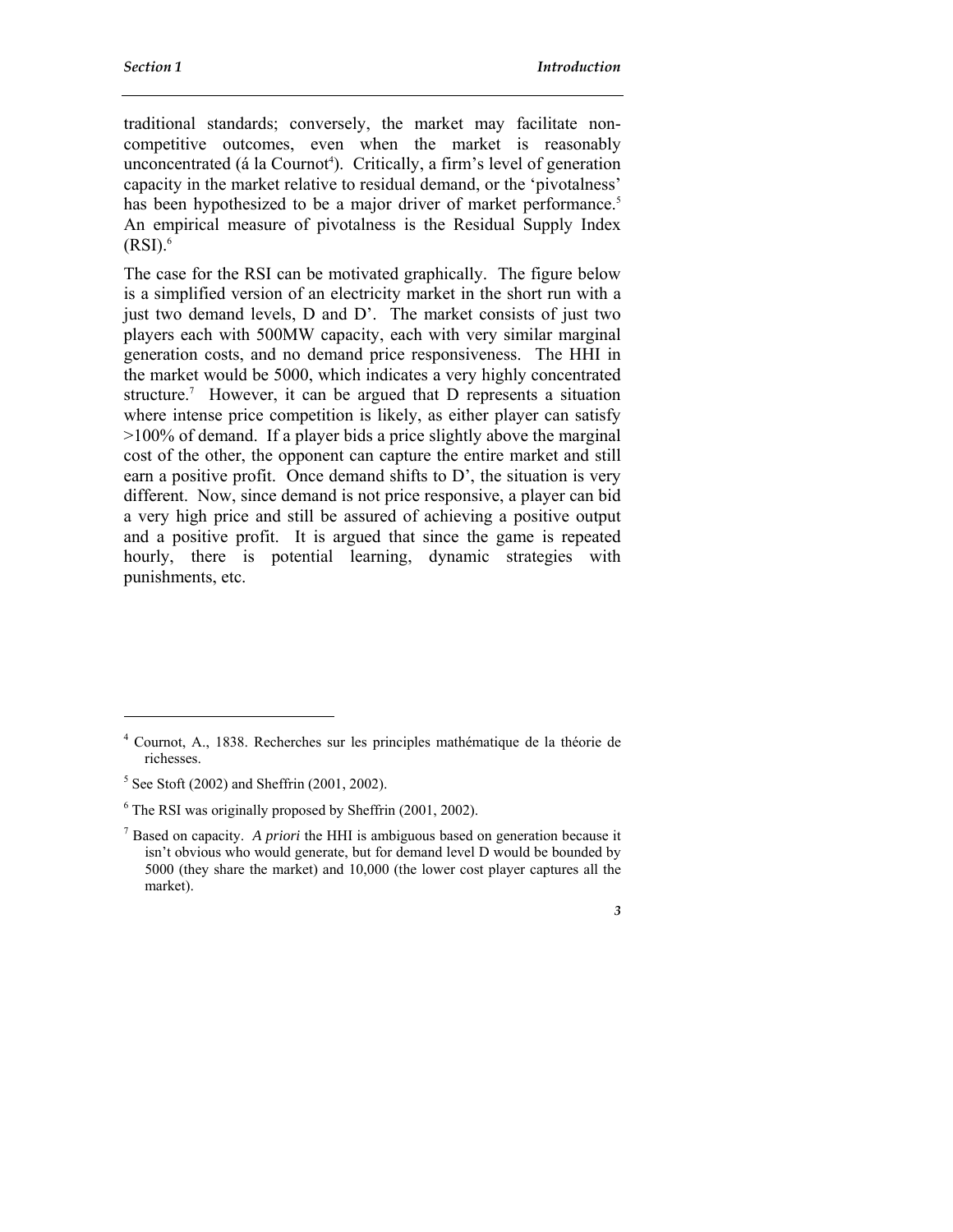traditional standards; conversely, the market may facilitate non-competitive outcomes, even when the market is reasonably unconcentrated (á la Cournot[4]). Critically, a firm's level of generation capacity in the market relative to residual demand, or the 'pivotalness' has been hypothesized to be a major driver of market performance.[5] An empirical measure of pivotalness is the Residual Supply Index (RSI).[6]

The case for the RSI can be motivated graphically. The figure below is a simplified version of an electricity market in the short run with a just two demand levels, D and D'. The market consists of just two players each with 500MW capacity, each with very similar marginal generation costs, and no demand price responsiveness. The HHI in the market would be 5000, which indicates a very highly concentrated structure.[7] However, it can be argued that D represents a situation where intense price competition is likely, as either player can satisfy >100% of demand. If a player bids a price slightly above the marginal cost of the other, the opponent can capture the entire market and still earn a positive profit. Once demand shifts to D', the situation is very different. Now, since demand is not price responsive, a player can bid a very high price and still be assured of achieving a positive output and a positive profit. It is argued that since the game is repeated hourly, there is potential learning, dynamic strategies with punishments, etc.

---

[4] Cournot, A., 1838. Recherches sur les principles mathématique de la théorie de richesses.

[5] See Stoft (2002) and Sheffrin (2001, 2002).

[6] The RSI was originally proposed by Sheffrin (2001, 2002).

[7] Based on capacity. *A priori* the HHI is ambiguous based on generation because it isn't obvious who would generate, but for demand level D would be bounded by 5000 (they share the market) and 10,000 (the lower cost player captures all the market).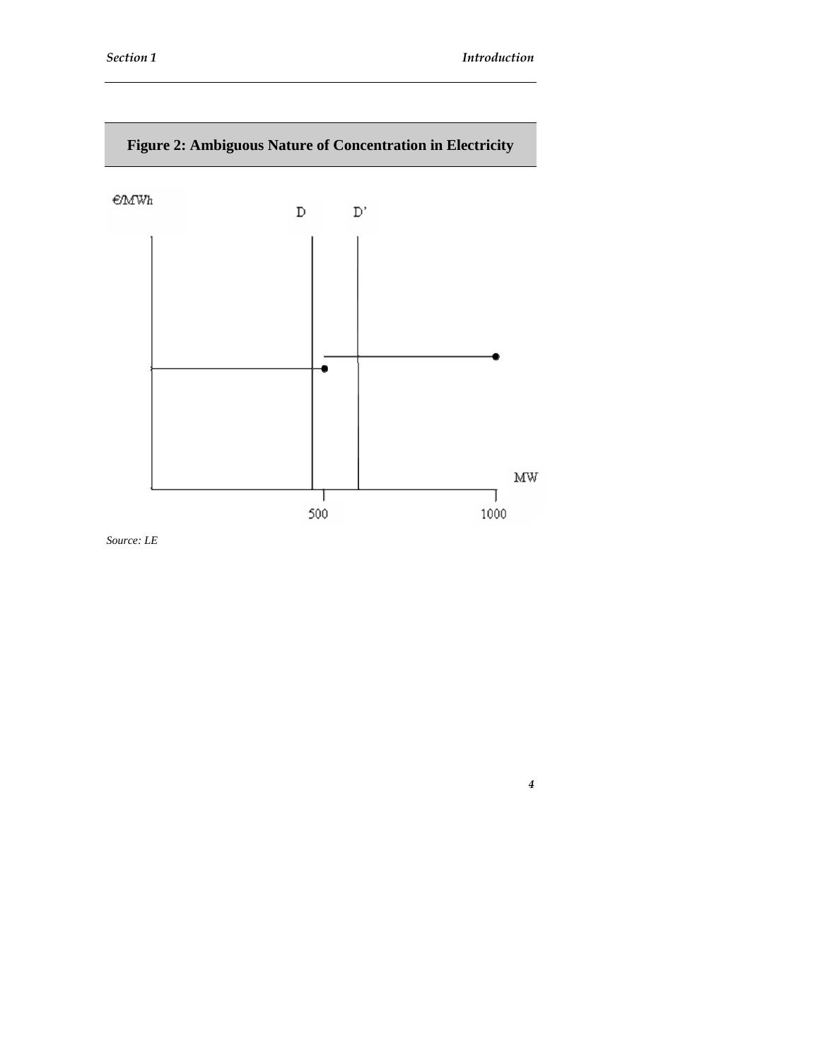**Figure 2: Ambiguous Nature of Concentration in Electricity**

€/MWh

D D'

MW

500 1000

*Source: LE*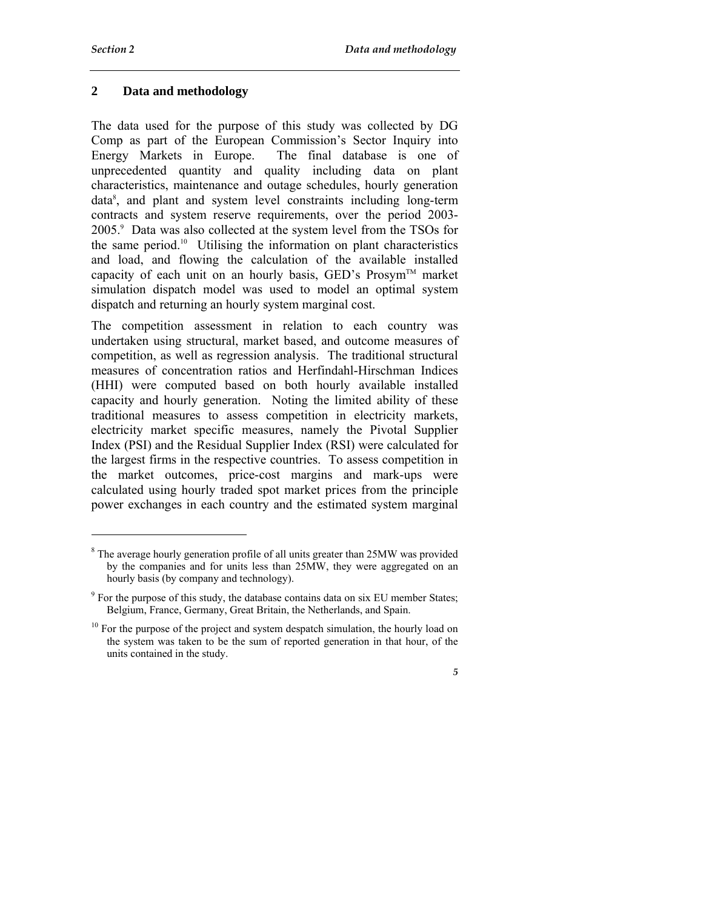## 2 Data and methodology

The data used for the purpose of this study was collected by DG Comp as part of the European Commission's Sector Inquiry into Energy Markets in Europe. The final database is one of unprecedented quantity and quality including data on plant characteristics, maintenance and outage schedules, hourly generation data[8], and plant and system level constraints including long-term contracts and system reserve requirements, over the period 2003-2005.[9] Data was also collected at the system level from the TSOs for the same period.[10] Utilising the information on plant characteristics and load, and flowing the calculation of the available installed capacity of each unit on an hourly basis, GED's Prosym™ market simulation dispatch model was used to model an optimal system dispatch and returning an hourly system marginal cost.

The competition assessment in relation to each country was undertaken using structural, market based, and outcome measures of competition, as well as regression analysis. The traditional structural measures of concentration ratios and Herfindahl-Hirschman Indices (HHI) were computed based on both hourly available installed capacity and hourly generation. Noting the limited ability of these traditional measures to assess competition in electricity markets, electricity market specific measures, namely the Pivotal Supplier Index (PSI) and the Residual Supplier Index (RSI) were calculated for the largest firms in the respective countries. To assess competition in the market outcomes, price-cost margins and mark-ups were calculated using hourly traded spot market prices from the principle power exchanges in each country and the estimated system marginal

---

[8] The average hourly generation profile of all units greater than 25MW was provided by the companies and for units less than 25MW, they were aggregated on an hourly basis (by company and technology).

[9] For the purpose of this study, the database contains data on six EU member States; Belgium, France, Germany, Great Britain, the Netherlands, and Spain.

[10] For the purpose of the project and system despatch simulation, the hourly load on the system was taken to be the sum of reported generation in that hour, of the units contained in the study.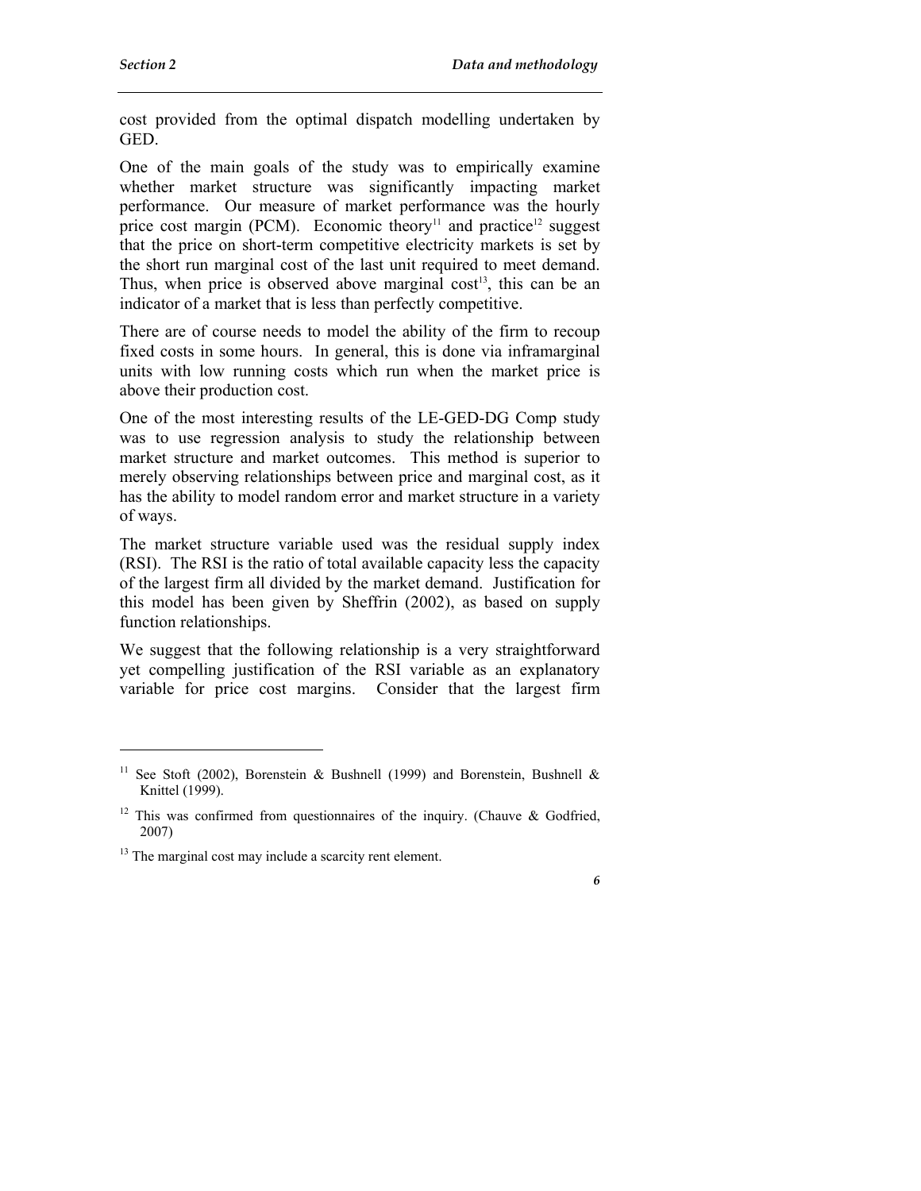cost provided from the optimal dispatch modelling undertaken by GED.

One of the main goals of the study was to empirically examine whether market structure was significantly impacting market performance. Our measure of market performance was the hourly price cost margin (PCM). Economic theory[11] and practice[12] suggest that the price on short-term competitive electricity markets is set by the short run marginal cost of the last unit required to meet demand. Thus, when price is observed above marginal cost[13], this can be an indicator of a market that is less than perfectly competitive.

There are of course needs to model the ability of the firm to recoup fixed costs in some hours. In general, this is done via inframarginal units with low running costs which run when the market price is above their production cost.

One of the most interesting results of the LE-GED-DG Comp study was to use regression analysis to study the relationship between market structure and market outcomes. This method is superior to merely observing relationships between price and marginal cost, as it has the ability to model random error and market structure in a variety of ways.

The market structure variable used was the residual supply index (RSI). The RSI is the ratio of total available capacity less the capacity of the largest firm all divided by the market demand. Justification for this model has been given by Sheffrin (2002), as based on supply function relationships.

We suggest that the following relationship is a very straightforward yet compelling justification of the RSI variable as an explanatory variable for price cost margins. Consider that the largest firm

---

[11] See Stoft (2002), Borenstein & Bushnell (1999) and Borenstein, Bushnell & Knittel (1999).

[12] This was confirmed from questionnaires of the inquiry. (Chauve & Godfried, 2007)

[13] The marginal cost may include a scarcity rent element.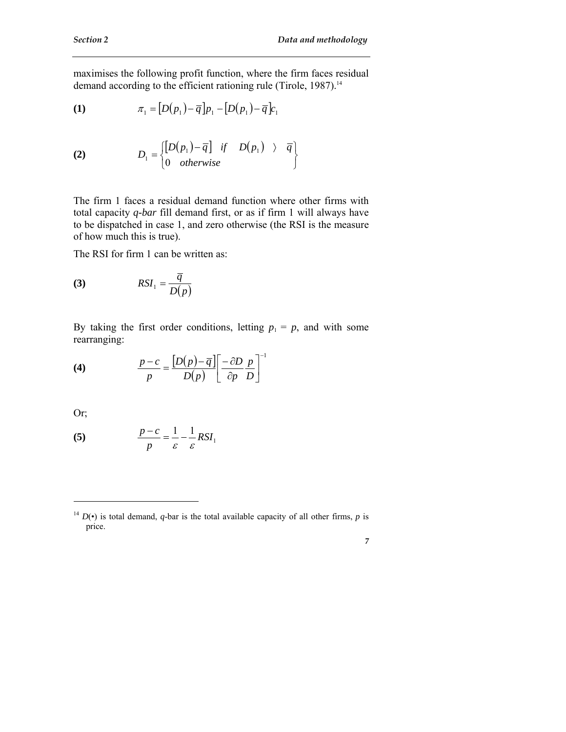maximises the following profit function, where the firm faces residual demand according to the efficient rationing rule (Tirole, 1987).[14]

**(1)**

$$\pi_1 = \left[D(p_1) - \bar{q}\right]p_1 - \left[D(p_1) - \bar{q}\right]c_1$$

**(2)**

$$D_1 = \begin{cases} \left[D(p_1) - \bar{q}\right] & if \quad D(p_1) \;\rangle\; \bar{q} \\ 0 \quad otherwise & \end{cases}$$

The firm 1 faces a residual demand function where other firms with total capacity *q-bar* fill demand first, or as if firm 1 will always have to be dispatched in case 1, and zero otherwise (the RSI is the measure of how much this is true).

The RSI for firm 1 can be written as:

**(3)**

$$RSI_1 = \frac{\bar{q}}{D(p)}$$

By taking the first order conditions, letting $p_1 = p$, and with some rearranging:

**(4)**

$$\frac{p-c}{p} = \frac{\left[D(p) - \bar{q}\right]}{D(p)}\left[\frac{-\partial D}{\partial p}\frac{p}{D}\right]^{-1}$$

Or;

**(5)**

$$\frac{p-c}{p} = \frac{1}{\varepsilon} - \frac{1}{\varepsilon}RSI_1$$

---

[14] $D(\bullet)$ is total demand, *q*-bar is the total available capacity of all other firms, *p* is price.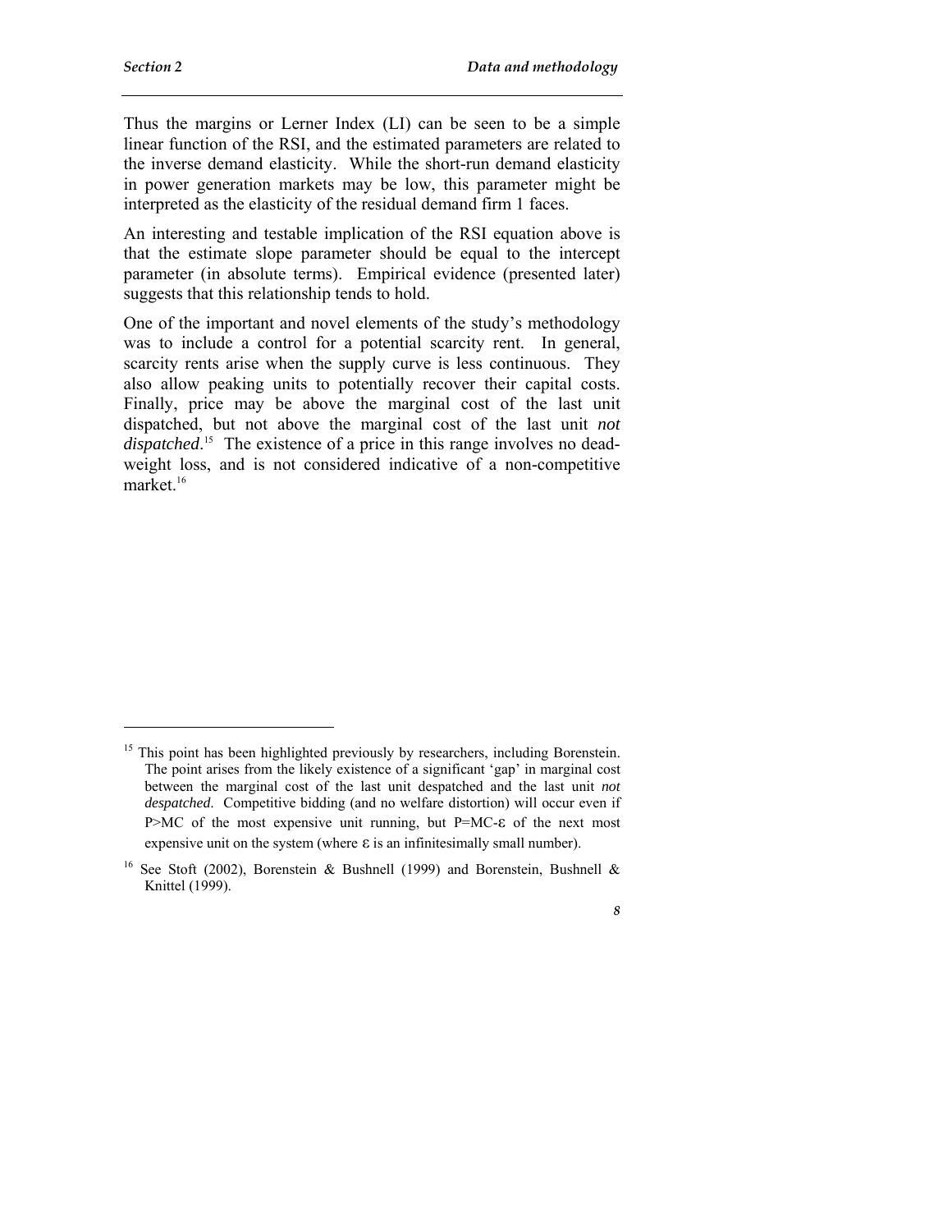Thus the margins or Lerner Index (LI) can be seen to be a simple linear function of the RSI, and the estimated parameters are related to the inverse demand elasticity. While the short-run demand elasticity in power generation markets may be low, this parameter might be interpreted as the elasticity of the residual demand firm 1 faces.

An interesting and testable implication of the RSI equation above is that the estimate slope parameter should be equal to the intercept parameter (in absolute terms). Empirical evidence (presented later) suggests that this relationship tends to hold.

One of the important and novel elements of the study's methodology was to include a control for a potential scarcity rent. In general, scarcity rents arise when the supply curve is less continuous. They also allow peaking units to potentially recover their capital costs. Finally, price may be above the marginal cost of the last unit dispatched, but not above the marginal cost of the last unit *not dispatched*.[15] The existence of a price in this range involves no dead-weight loss, and is not considered indicative of a non-competitive market.[16]

---

[15] This point has been highlighted previously by researchers, including Borenstein. The point arises from the likely existence of a significant 'gap' in marginal cost between the marginal cost of the last unit despatched and the last unit *not despatched*. Competitive bidding (and no welfare distortion) will occur even if $P > MC$ of the most expensive unit running, but $P = MC - \varepsilon$ of the next most expensive unit on the system (where $\varepsilon$ is an infinitesimally small number).

[16] See Stoft (2002), Borenstein & Bushnell (1999) and Borenstein, Bushnell & Knittel (1999).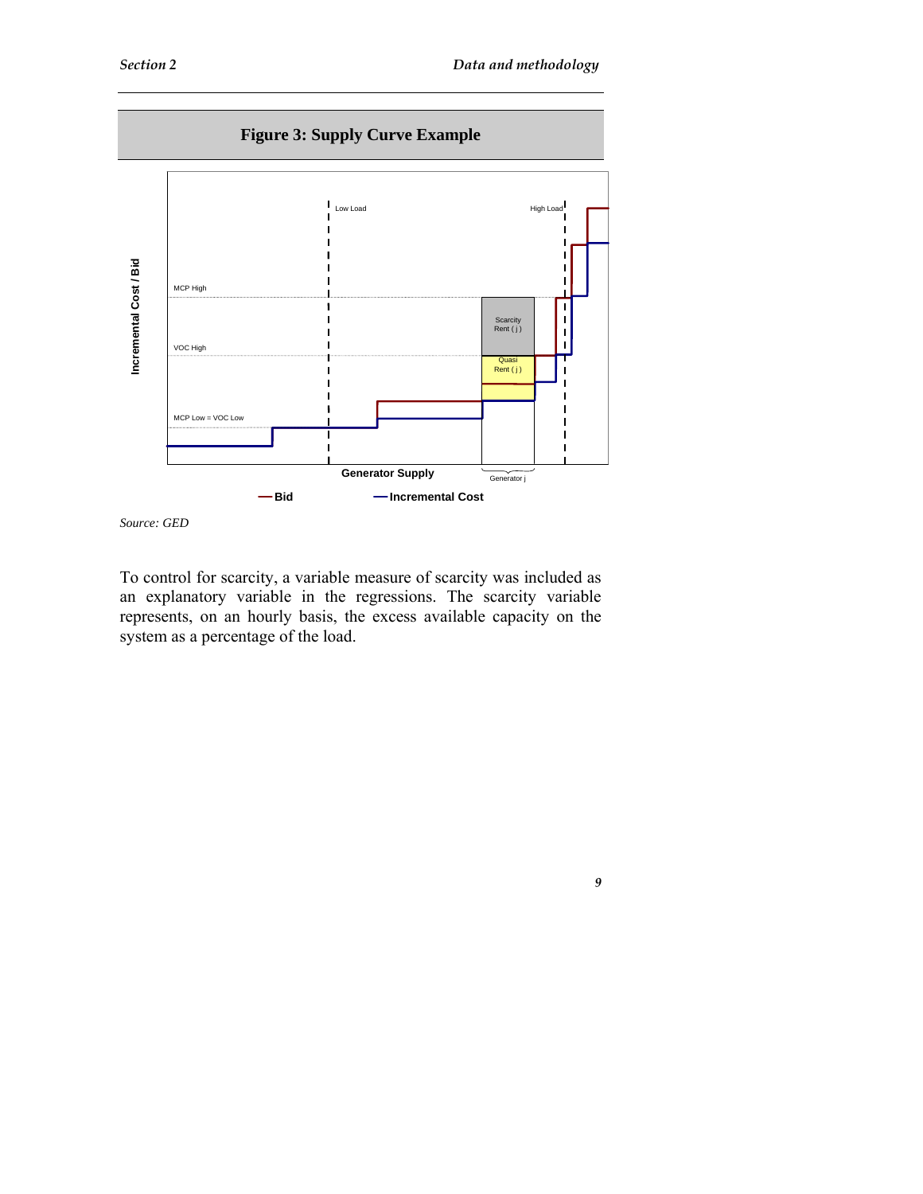**Figure 3: Supply Curve Example**

*Source: GED*

To control for scarcity, a variable measure of scarcity was included as an explanatory variable in the regressions. The scarcity variable represents, on an hourly basis, the excess available capacity on the system as a percentage of the load.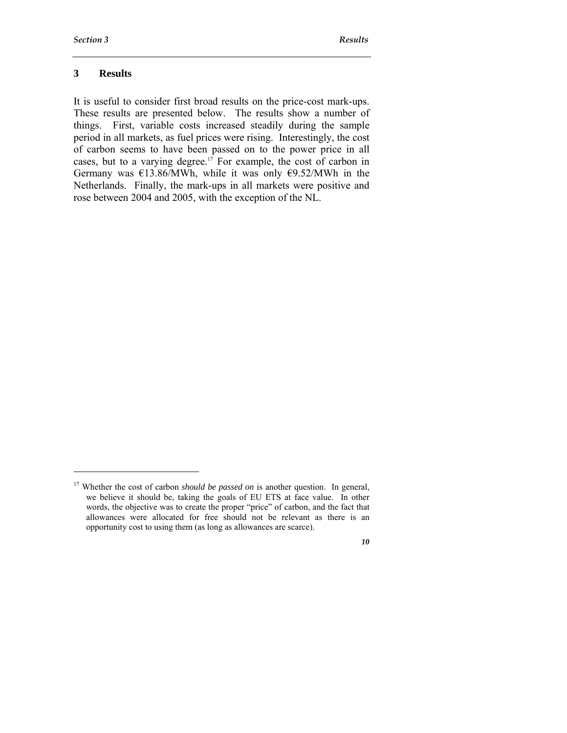# 3 Results

It is useful to consider first broad results on the price-cost mark-ups. These results are presented below. The results show a number of things. First, variable costs increased steadily during the sample period in all markets, as fuel prices were rising. Interestingly, the cost of carbon seems to have been passed on to the power price in all cases, but to a varying degree.[17] For example, the cost of carbon in Germany was €13.86/MWh, while it was only €9.52/MWh in the Netherlands. Finally, the mark-ups in all markets were positive and rose between 2004 and 2005, with the exception of the NL.

[17] Whether the cost of carbon *should be passed on* is another question. In general, we believe it should be, taking the goals of EU ETS at face value. In other words, the objective was to create the proper "price" of carbon, and the fact that allowances were allocated for free should not be relevant as there is an opportunity cost to using them (as long as allowances are scarce).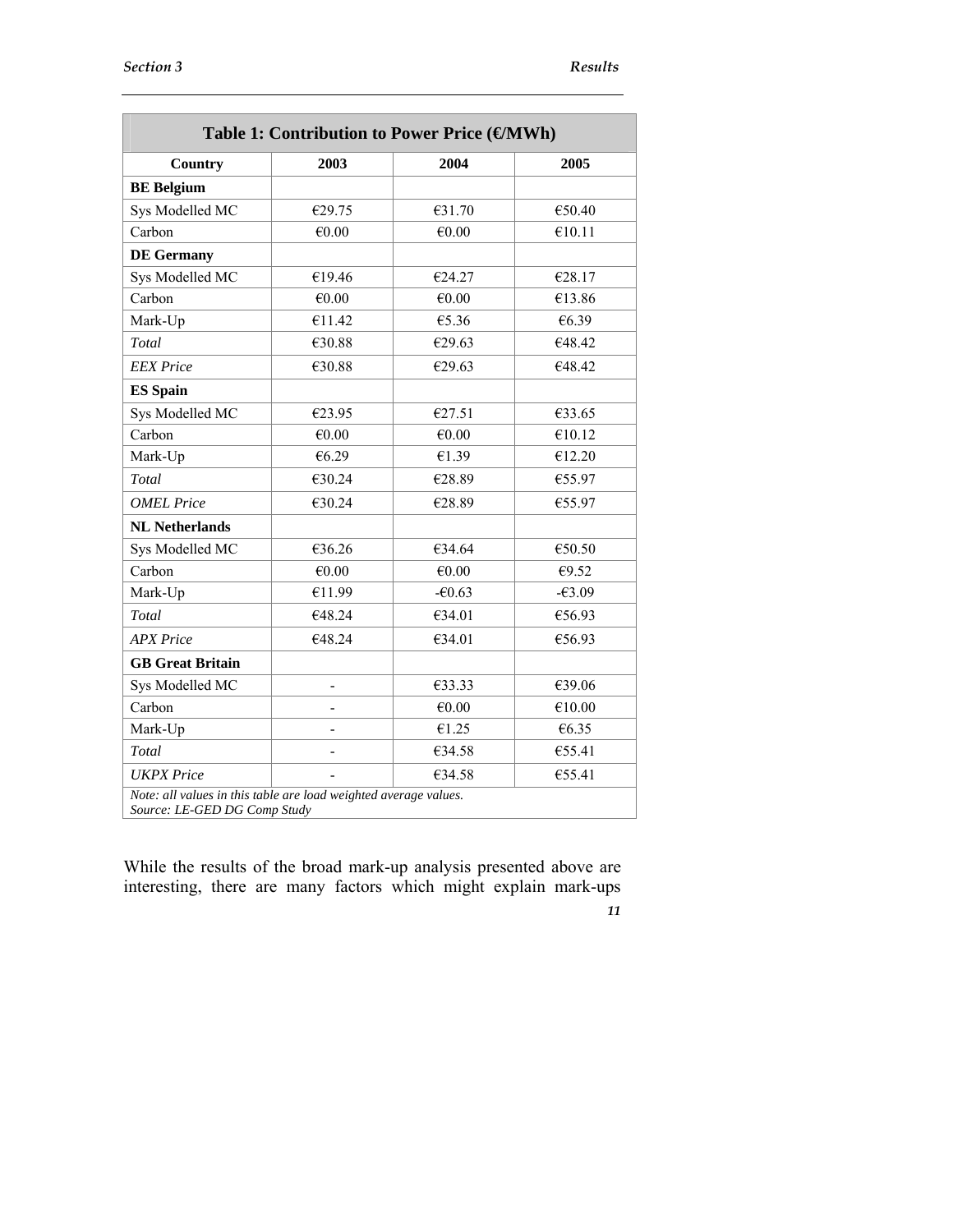| Table 1: Contribution to Power Price (€/MWh) | | | |
|---|---|---|---|
| **Country** | **2003** | **2004** | **2005** |
| **BE Belgium** | | | |
| Sys Modelled MC | €29.75 | €31.70 | €50.40 |
| Carbon | €0.00 | €0.00 | €10.11 |
| **DE Germany** | | | |
| Sys Modelled MC | €19.46 | €24.27 | €28.17 |
| Carbon | €0.00 | €0.00 | €13.86 |
| Mark-Up | €11.42 | €5.36 | €6.39 |
| *Total* | €30.88 | €29.63 | €48.42 |
| *EEX Price* | €30.88 | €29.63 | €48.42 |
| **ES Spain** | | | |
| Sys Modelled MC | €23.95 | €27.51 | €33.65 |
| Carbon | €0.00 | €0.00 | €10.12 |
| Mark-Up | €6.29 | €1.39 | €12.20 |
| *Total* | €30.24 | €28.89 | €55.97 |
| *OMEL Price* | €30.24 | €28.89 | €55.97 |
| **NL Netherlands** | | | |
| Sys Modelled MC | €36.26 | €34.64 | €50.50 |
| Carbon | €0.00 | €0.00 | €9.52 |
| Mark-Up | €11.99 | -€0.63 | -€3.09 |
| *Total* | €48.24 | €34.01 | €56.93 |
| *APX Price* | €48.24 | €34.01 | €56.93 |
| **GB Great Britain** | | | |
| Sys Modelled MC | - | €33.33 | €39.06 |
| Carbon | - | €0.00 | €10.00 |
| Mark-Up | - | €1.25 | €6.35 |
| *Total* | - | €34.58 | €55.41 |
| *UKPX Price* | - | €34.58 | €55.41 |
| *Note: all values in this table are load weighted average values.* *Source: LE-GED DG Comp Study* | | | |

While the results of the broad mark-up analysis presented above are interesting, there are many factors which might explain mark-ups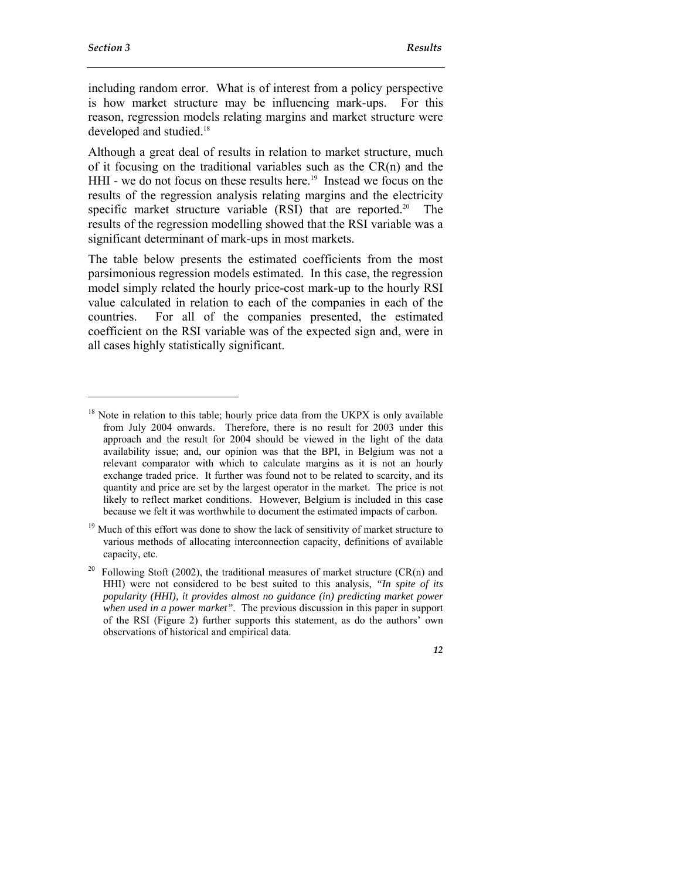including random error. What is of interest from a policy perspective is how market structure may be influencing mark-ups. For this reason, regression models relating margins and market structure were developed and studied.[18]

Although a great deal of results in relation to market structure, much of it focusing on the traditional variables such as the CR(n) and the HHI - we do not focus on these results here.[19] Instead we focus on the results of the regression analysis relating margins and the electricity specific market structure variable (RSI) that are reported.[20] The results of the regression modelling showed that the RSI variable was a significant determinant of mark-ups in most markets.

The table below presents the estimated coefficients from the most parsimonious regression models estimated. In this case, the regression model simply related the hourly price-cost mark-up to the hourly RSI value calculated in relation to each of the companies in each of the countries. For all of the companies presented, the estimated coefficient on the RSI variable was of the expected sign and, were in all cases highly statistically significant.

---

[18] Note in relation to this table; hourly price data from the UKPX is only available from July 2004 onwards. Therefore, there is no result for 2003 under this approach and the result for 2004 should be viewed in the light of the data availability issue; and, our opinion was that the BPI, in Belgium was not a relevant comparator with which to calculate margins as it is not an hourly exchange traded price. It further was found not to be related to scarcity, and its quantity and price are set by the largest operator in the market. The price is not likely to reflect market conditions. However, Belgium is included in this case because we felt it was worthwhile to document the estimated impacts of carbon.

[19] Much of this effort was done to show the lack of sensitivity of market structure to various methods of allocating interconnection capacity, definitions of available capacity, etc.

[20] Following Stoft (2002), the traditional measures of market structure (CR(n) and HHI) were not considered to be best suited to this analysis, *"In spite of its popularity (HHI), it provides almost no guidance (in) predicting market power when used in a power market"*. The previous discussion in this paper in support of the RSI (Figure 2) further supports this statement, as do the authors' own observations of historical and empirical data.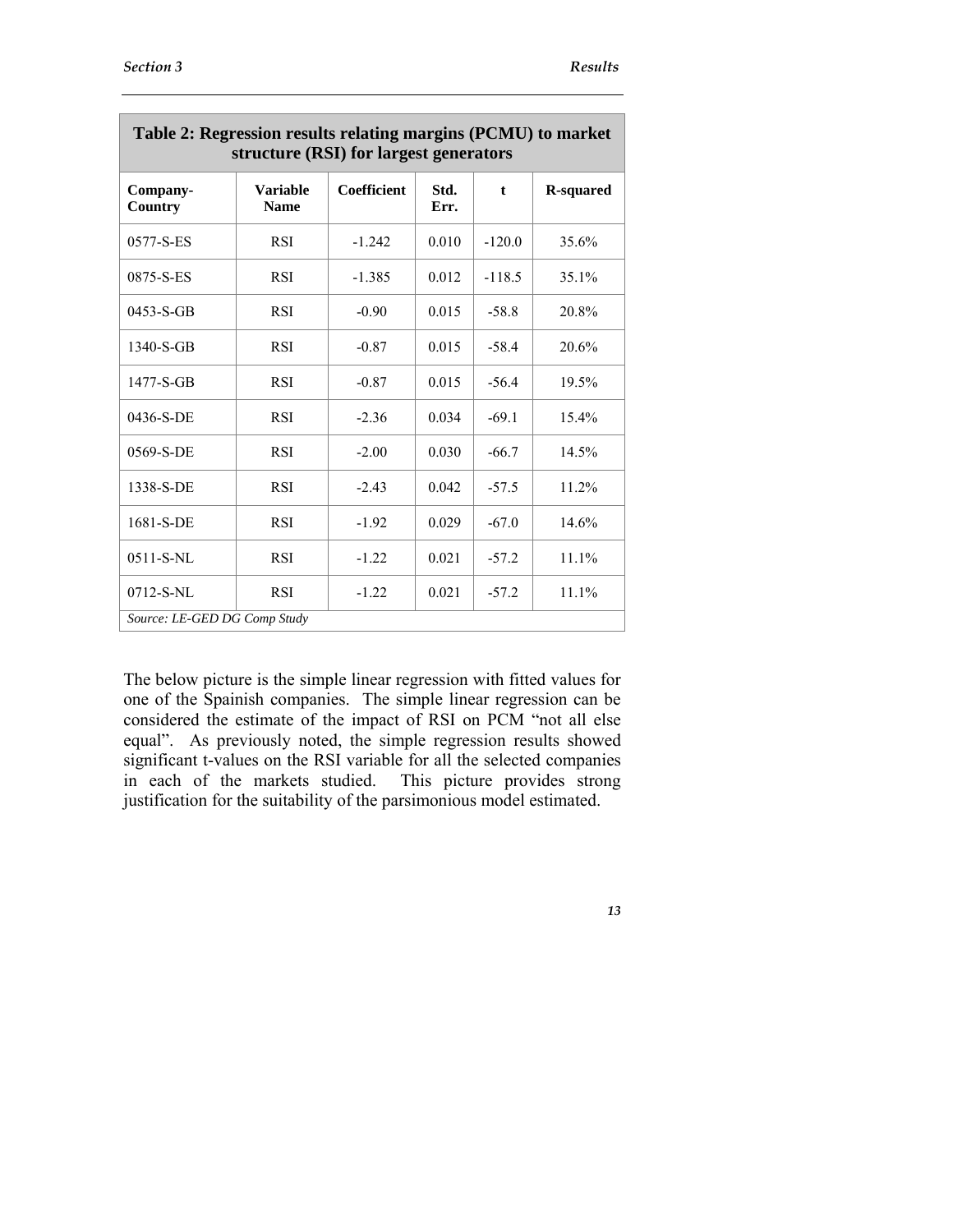**Table 2: Regression results relating margins (PCMU) to market structure (RSI) for largest generators**

| Company-Country | Variable Name | Coefficient | Std. Err. | t | R-squared |
|---|---|---|---|---|---|
| 0577-S-ES | RSI | -1.242 | 0.010 | -120.0 | 35.6% |
| 0875-S-ES | RSI | -1.385 | 0.012 | -118.5 | 35.1% |
| 0453-S-GB | RSI | -0.90 | 0.015 | -58.8 | 20.8% |
| 1340-S-GB | RSI | -0.87 | 0.015 | -58.4 | 20.6% |
| 1477-S-GB | RSI | -0.87 | 0.015 | -56.4 | 19.5% |
| 0436-S-DE | RSI | -2.36 | 0.034 | -69.1 | 15.4% |
| 0569-S-DE | RSI | -2.00 | 0.030 | -66.7 | 14.5% |
| 1338-S-DE | RSI | -2.43 | 0.042 | -57.5 | 11.2% |
| 1681-S-DE | RSI | -1.92 | 0.029 | -67.0 | 14.6% |
| 0511-S-NL | RSI | -1.22 | 0.021 | -57.2 | 11.1% |
| 0712-S-NL | RSI | -1.22 | 0.021 | -57.2 | 11.1% |

*Source: LE-GED DG Comp Study*

The below picture is the simple linear regression with fitted values for one of the Spainish companies. The simple linear regression can be considered the estimate of the impact of RSI on PCM "not all else equal". As previously noted, the simple regression results showed significant t-values on the RSI variable for all the selected companies in each of the markets studied. This picture provides strong justification for the suitability of the parsimonious model estimated.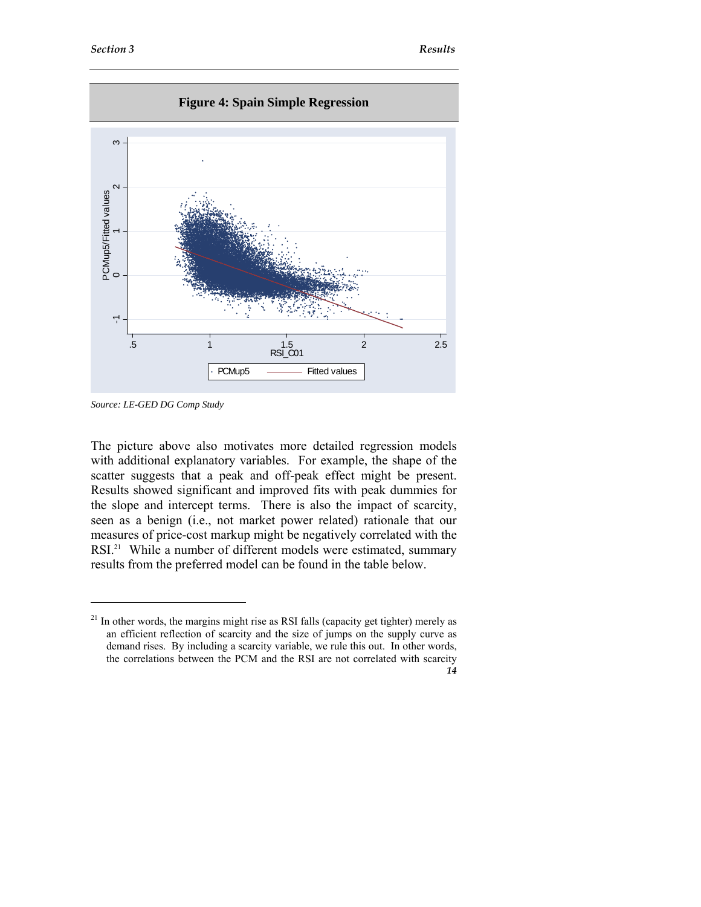**Figure 4: Spain Simple Regression**

*Source: LE-GED DG Comp Study*

The picture above also motivates more detailed regression models with additional explanatory variables. For example, the shape of the scatter suggests that a peak and off-peak effect might be present. Results showed significant and improved fits with peak dummies for the slope and intercept terms. There is also the impact of scarcity, seen as a benign (i.e., not market power related) rationale that our measures of price-cost markup might be negatively correlated with the RSI.[21] While a number of different models were estimated, summary results from the preferred model can be found in the table below.

---

[21] In other words, the margins might rise as RSI falls (capacity get tighter) merely as an efficient reflection of scarcity and the size of jumps on the supply curve as demand rises. By including a scarcity variable, we rule this out. In other words, the correlations between the PCM and the RSI are not correlated with scarcity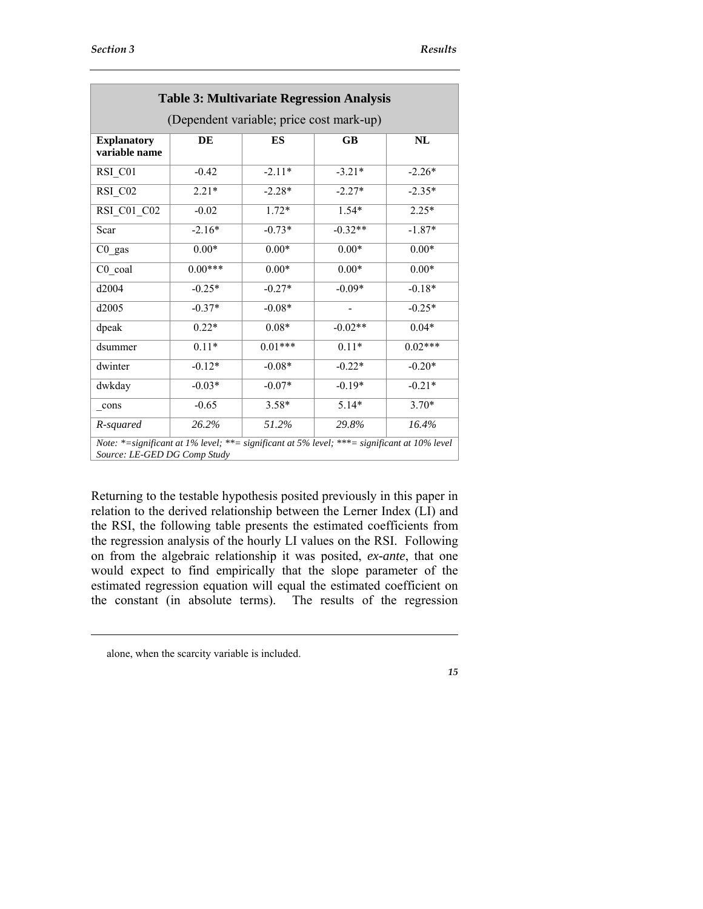**Table 3: Multivariate Regression Analysis**

(Dependent variable; price cost mark-up)

| Explanatory variable name | DE | ES | GB | NL |
|---|---|---|---|---|
| RSI_C01 | -0.42 | -2.11* | -3.21* | -2.26* |
| RSI_C02 | 2.21* | -2.28* | -2.27* | -2.35* |
| RSI_C01_C02 | -0.02 | 1.72* | 1.54* | 2.25* |
| Scar | -2.16* | -0.73* | -0.32** | -1.87* |
| C0_gas | 0.00* | 0.00* | 0.00* | 0.00* |
| C0_coal | 0.00*** | 0.00* | 0.00* | 0.00* |
| d2004 | -0.25* | -0.27* | -0.09* | -0.18* |
| d2005 | -0.37* | -0.08* | - | -0.25* |
| dpeak | 0.22* | 0.08* | -0.02** | 0.04* |
| dsummer | 0.11* | 0.01*** | 0.11* | 0.02*** |
| dwinter | -0.12* | -0.08* | -0.22* | -0.20* |
| dwkday | -0.03* | -0.07* | -0.19* | -0.21* |
| _cons | -0.65 | 3.58* | 5.14* | 3.70* |
| *R-squared* | *26.2%* | *51.2%* | *29.8%* | *16.4%* |

*Note: *=significant at 1% level; **= significant at 5% level; ***= significant at 10% level*
*Source: LE-GED DG Comp Study*

Returning to the testable hypothesis posited previously in this paper in relation to the derived relationship between the Lerner Index (LI) and the RSI, the following table presents the estimated coefficients from the regression analysis of the hourly LI values on the RSI. Following on from the algebraic relationship it was posited, *ex-ante*, that one would expect to find empirically that the slope parameter of the estimated regression equation will equal the estimated coefficient on the constant (in absolute terms). The results of the regression

alone, when the scarcity variable is included.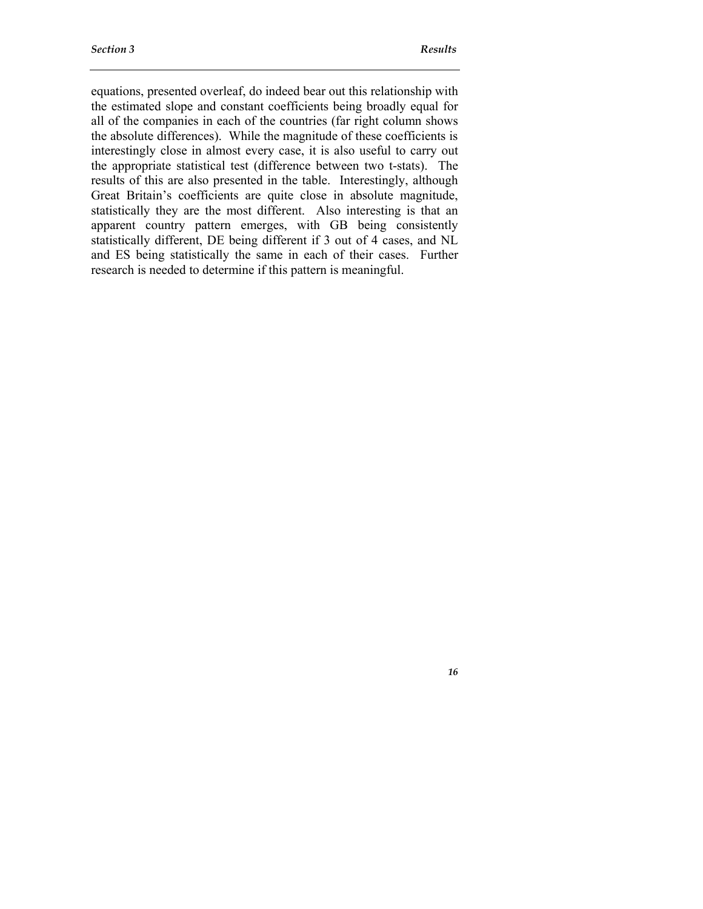equations, presented overleaf, do indeed bear out this relationship with the estimated slope and constant coefficients being broadly equal for all of the companies in each of the countries (far right column shows the absolute differences). While the magnitude of these coefficients is interestingly close in almost every case, it is also useful to carry out the appropriate statistical test (difference between two t-stats). The results of this are also presented in the table. Interestingly, although Great Britain's coefficients are quite close in absolute magnitude, statistically they are the most different. Also interesting is that an apparent country pattern emerges, with GB being consistently statistically different, DE being different if 3 out of 4 cases, and NL and ES being statistically the same in each of their cases. Further research is needed to determine if this pattern is meaningful.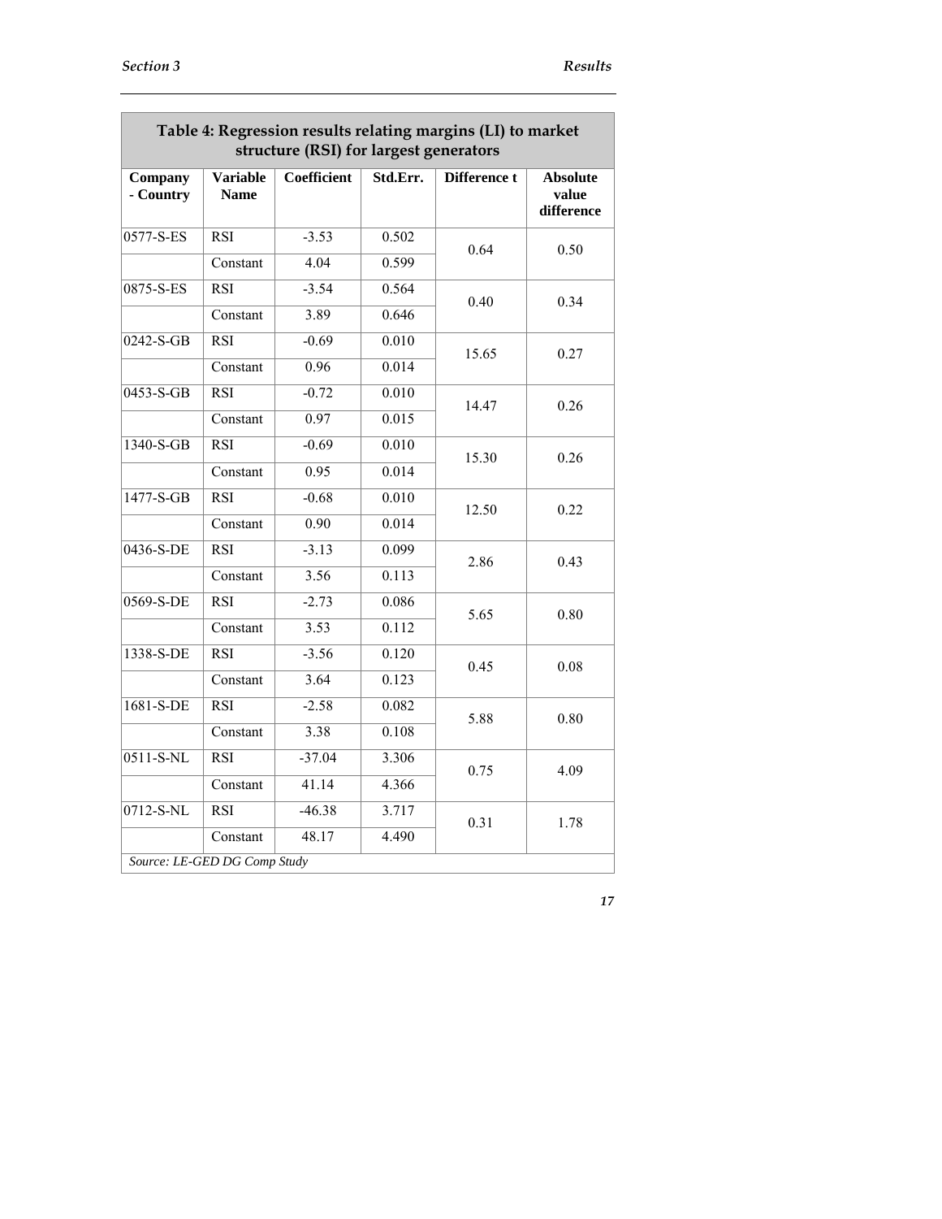**Table 4: Regression results relating margins (LI) to market structure (RSI) for largest generators**

| Company - Country | Variable Name | Coefficient | Std.Err. | Difference t | Absolute value difference |
|---|---|---|---|---|---|
| 0577-S-ES | RSI | -3.53 | 0.502 | 0.64 | 0.50 |
| | Constant | 4.04 | 0.599 | | |
| 0875-S-ES | RSI | -3.54 | 0.564 | 0.40 | 0.34 |
| | Constant | 3.89 | 0.646 | | |
| 0242-S-GB | RSI | -0.69 | 0.010 | 15.65 | 0.27 |
| | Constant | 0.96 | 0.014 | | |
| 0453-S-GB | RSI | -0.72 | 0.010 | 14.47 | 0.26 |
| | Constant | 0.97 | 0.015 | | |
| 1340-S-GB | RSI | -0.69 | 0.010 | 15.30 | 0.26 |
| | Constant | 0.95 | 0.014 | | |
| 1477-S-GB | RSI | -0.68 | 0.010 | 12.50 | 0.22 |
| | Constant | 0.90 | 0.014 | | |
| 0436-S-DE | RSI | -3.13 | 0.099 | 2.86 | 0.43 |
| | Constant | 3.56 | 0.113 | | |
| 0569-S-DE | RSI | -2.73 | 0.086 | 5.65 | 0.80 |
| | Constant | 3.53 | 0.112 | | |
| 1338-S-DE | RSI | -3.56 | 0.120 | 0.45 | 0.08 |
| | Constant | 3.64 | 0.123 | | |
| 1681-S-DE | RSI | -2.58 | 0.082 | 5.88 | 0.80 |
| | Constant | 3.38 | 0.108 | | |
| 0511-S-NL | RSI | -37.04 | 3.306 | 0.75 | 4.09 |
| | Constant | 41.14 | 4.366 | | |
| 0712-S-NL | RSI | -46.38 | 3.717 | 0.31 | 1.78 |
| | Constant | 48.17 | 4.490 | | |

*Source: LE-GED DG Comp Study*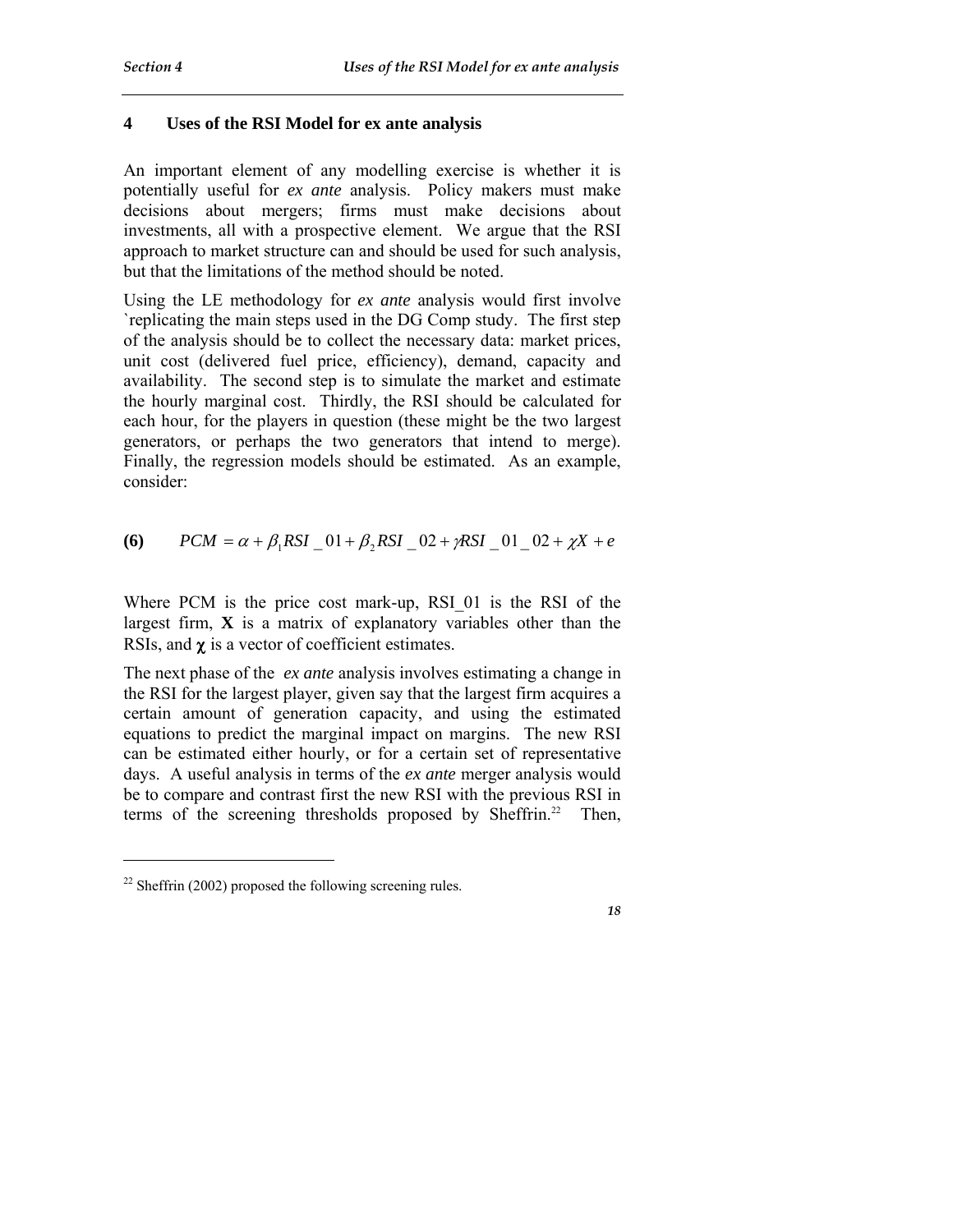## 4 Uses of the RSI Model for ex ante analysis

An important element of any modelling exercise is whether it is potentially useful for *ex ante* analysis. Policy makers must make decisions about mergers; firms must make decisions about investments, all with a prospective element. We argue that the RSI approach to market structure can and should be used for such analysis, but that the limitations of the method should be noted.

Using the LE methodology for *ex ante* analysis would first involve `replicating the main steps used in the DG Comp study. The first step of the analysis should be to collect the necessary data: market prices, unit cost (delivered fuel price, efficiency), demand, capacity and availability. The second step is to simulate the market and estimate the hourly marginal cost. Thirdly, the RSI should be calculated for each hour, for the players in question (these might be the two largest generators, or perhaps the two generators that intend to merge). Finally, the regression models should be estimated. As an example, consider:

$$\textbf{(6)} \qquad PCM = \alpha + \beta_1 RSI\_01 + \beta_2 RSI\_02 + \gamma RSI\_01\_02 + \chi X + e$$

Where PCM is the price cost mark-up, RSI_01 is the RSI of the largest firm, **X** is a matrix of explanatory variables other than the RSIs, and $\boldsymbol{\chi}$ is a vector of coefficient estimates.

The next phase of the *ex ante* analysis involves estimating a change in the RSI for the largest player, given say that the largest firm acquires a certain amount of generation capacity, and using the estimated equations to predict the marginal impact on margins. The new RSI can be estimated either hourly, or for a certain set of representative days. A useful analysis in terms of the *ex ante* merger analysis would be to compare and contrast first the new RSI with the previous RSI in terms of the screening thresholds proposed by Sheffrin.[22] Then,

[22] Sheffrin (2002) proposed the following screening rules.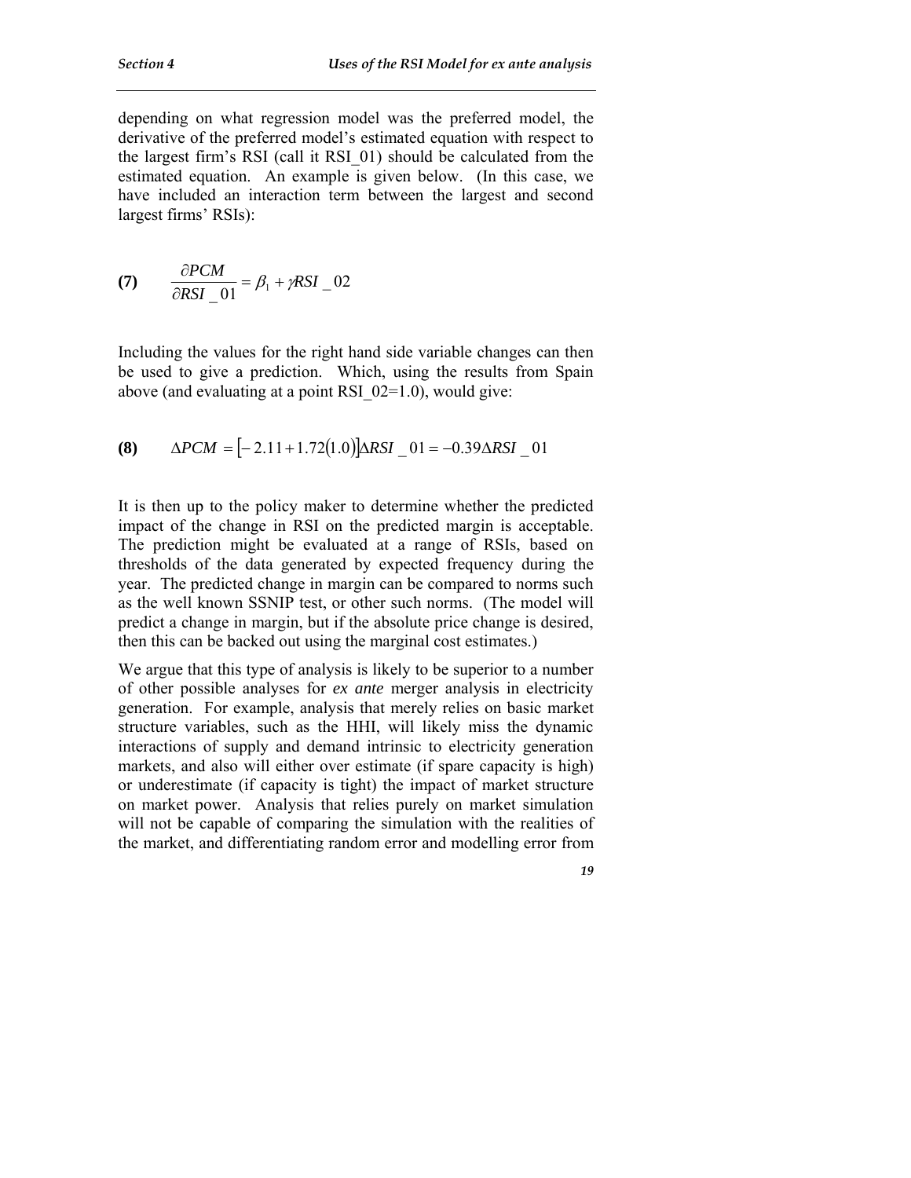depending on what regression model was the preferred model, the derivative of the preferred model's estimated equation with respect to the largest firm's RSI (call it RSI_01) should be calculated from the estimated equation. An example is given below. (In this case, we have included an interaction term between the largest and second largest firms' RSIs):

$$\textbf{(7)} \qquad \frac{\partial PCM}{\partial RSI\_01} = \beta_1 + \gamma RSI\_02$$

Including the values for the right hand side variable changes can then be used to give a prediction. Which, using the results from Spain above (and evaluating at a point RSI_02=1.0), would give:

$$\textbf{(8)} \qquad \Delta PCM = [-2.11 + 1.72(1.0)]\Delta RSI\_01 = -0.39\Delta RSI\_01$$

It is then up to the policy maker to determine whether the predicted impact of the change in RSI on the predicted margin is acceptable. The prediction might be evaluated at a range of RSIs, based on thresholds of the data generated by expected frequency during the year. The predicted change in margin can be compared to norms such as the well known SSNIP test, or other such norms. (The model will predict a change in margin, but if the absolute price change is desired, then this can be backed out using the marginal cost estimates.)

We argue that this type of analysis is likely to be superior to a number of other possible analyses for *ex ante* merger analysis in electricity generation. For example, analysis that merely relies on basic market structure variables, such as the HHI, will likely miss the dynamic interactions of supply and demand intrinsic to electricity generation markets, and also will either over estimate (if spare capacity is high) or underestimate (if capacity is tight) the impact of market structure on market power. Analysis that relies purely on market simulation will not be capable of comparing the simulation with the realities of the market, and differentiating random error and modelling error from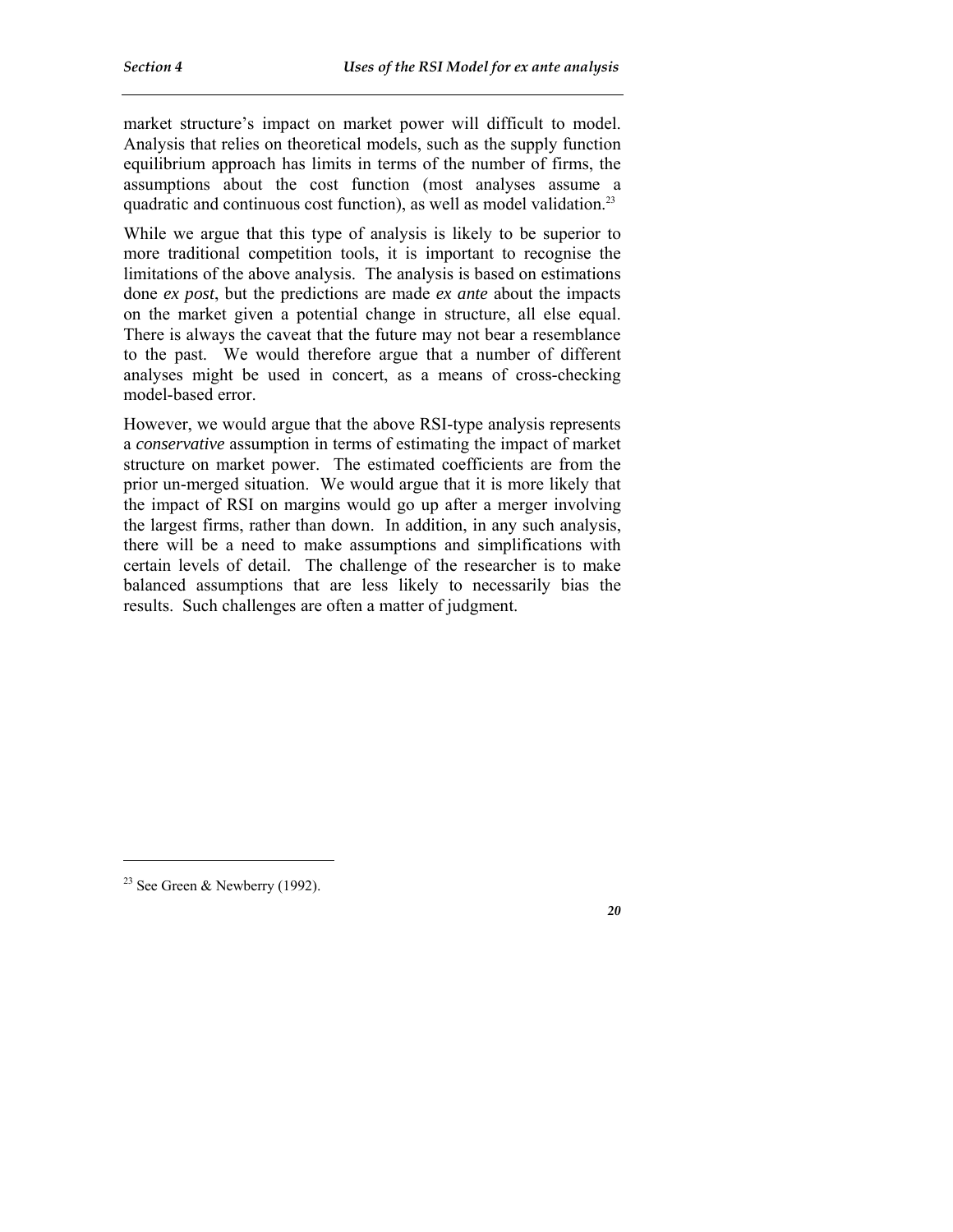market structure's impact on market power will difficult to model. Analysis that relies on theoretical models, such as the supply function equilibrium approach has limits in terms of the number of firms, the assumptions about the cost function (most analyses assume a quadratic and continuous cost function), as well as model validation.[23]

While we argue that this type of analysis is likely to be superior to more traditional competition tools, it is important to recognise the limitations of the above analysis. The analysis is based on estimations done *ex post*, but the predictions are made *ex ante* about the impacts on the market given a potential change in structure, all else equal. There is always the caveat that the future may not bear a resemblance to the past. We would therefore argue that a number of different analyses might be used in concert, as a means of cross-checking model-based error.

However, we would argue that the above RSI-type analysis represents a *conservative* assumption in terms of estimating the impact of market structure on market power. The estimated coefficients are from the prior un-merged situation. We would argue that it is more likely that the impact of RSI on margins would go up after a merger involving the largest firms, rather than down. In addition, in any such analysis, there will be a need to make assumptions and simplifications with certain levels of detail. The challenge of the researcher is to make balanced assumptions that are less likely to necessarily bias the results. Such challenges are often a matter of judgment.

---

[23] See Green & Newberry (1992).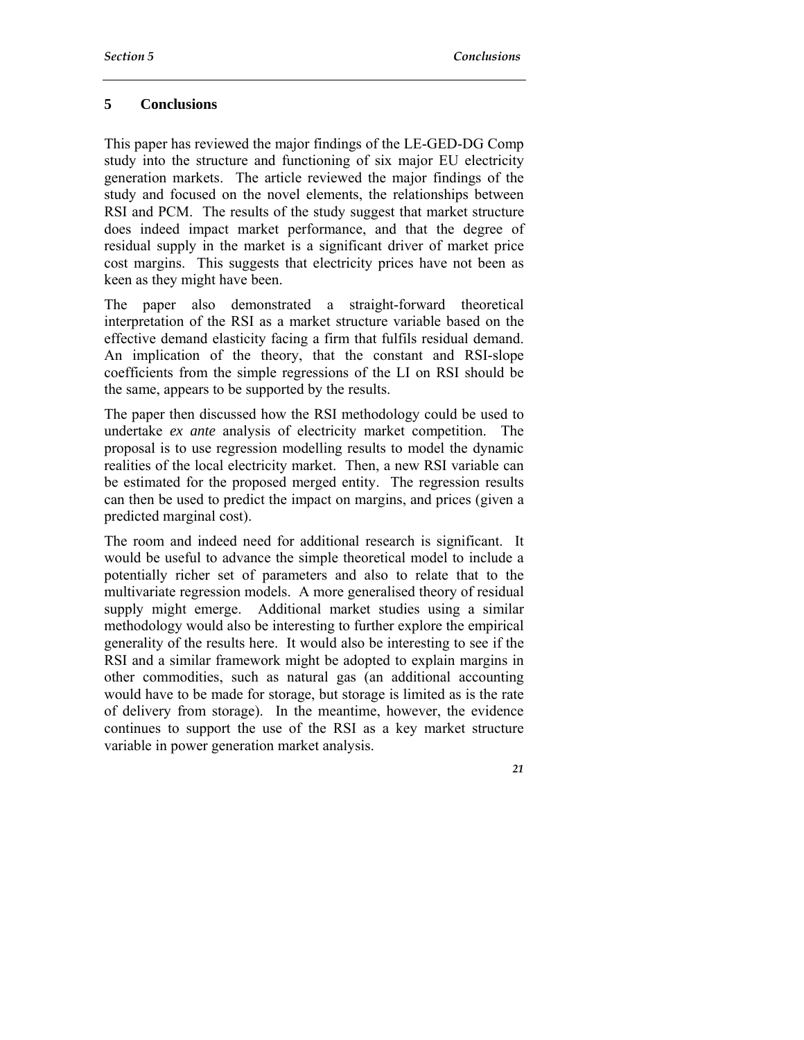## 5 Conclusions

This paper has reviewed the major findings of the LE-GED-DG Comp study into the structure and functioning of six major EU electricity generation markets. The article reviewed the major findings of the study and focused on the novel elements, the relationships between RSI and PCM. The results of the study suggest that market structure does indeed impact market performance, and that the degree of residual supply in the market is a significant driver of market price cost margins. This suggests that electricity prices have not been as keen as they might have been.

The paper also demonstrated a straight-forward theoretical interpretation of the RSI as a market structure variable based on the effective demand elasticity facing a firm that fulfils residual demand. An implication of the theory, that the constant and RSI-slope coefficients from the simple regressions of the LI on RSI should be the same, appears to be supported by the results.

The paper then discussed how the RSI methodology could be used to undertake *ex ante* analysis of electricity market competition. The proposal is to use regression modelling results to model the dynamic realities of the local electricity market. Then, a new RSI variable can be estimated for the proposed merged entity. The regression results can then be used to predict the impact on margins, and prices (given a predicted marginal cost).

The room and indeed need for additional research is significant. It would be useful to advance the simple theoretical model to include a potentially richer set of parameters and also to relate that to the multivariate regression models. A more generalised theory of residual supply might emerge. Additional market studies using a similar methodology would also be interesting to further explore the empirical generality of the results here. It would also be interesting to see if the RSI and a similar framework might be adopted to explain margins in other commodities, such as natural gas (an additional accounting would have to be made for storage, but storage is limited as is the rate of delivery from storage). In the meantime, however, the evidence continues to support the use of the RSI as a key market structure variable in power generation market analysis.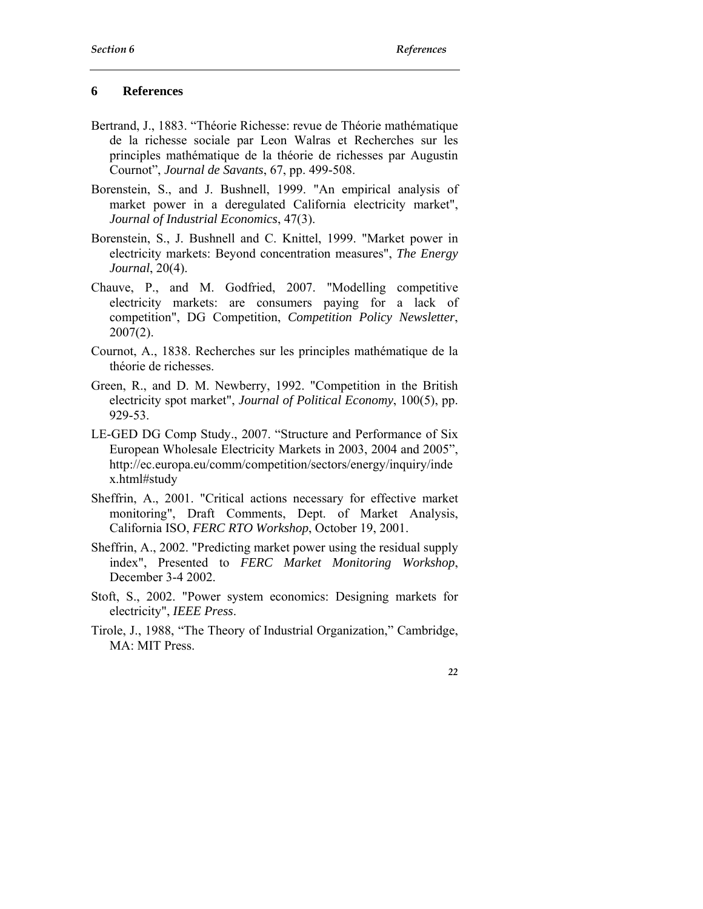# 6 References

Bertrand, J., 1883. “Théorie Richesse: revue de Théorie mathématique de la richesse sociale par Leon Walras et Recherches sur les principles mathématique de la théorie de richesses par Augustin Cournot”, *Journal de Savants*, 67, pp. 499-508.

Borenstein, S., and J. Bushnell, 1999. "An empirical analysis of market power in a deregulated California electricity market", *Journal of Industrial Economics*, 47(3).

Borenstein, S., J. Bushnell and C. Knittel, 1999. "Market power in electricity markets: Beyond concentration measures", *The Energy Journal*, 20(4).

Chauve, P., and M. Godfried, 2007. "Modelling competitive electricity markets: are consumers paying for a lack of competition", DG Competition, *Competition Policy Newsletter*, 2007(2).

Cournot, A., 1838. Recherches sur les principles mathématique de la théorie de richesses.

Green, R., and D. M. Newberry, 1992. "Competition in the British electricity spot market", *Journal of Political Economy*, 100(5), pp. 929-53.

LE-GED DG Comp Study., 2007. “Structure and Performance of Six European Wholesale Electricity Markets in 2003, 2004 and 2005”, http://ec.europa.eu/comm/competition/sectors/energy/inquiry/index.html#study

Sheffrin, A., 2001. "Critical actions necessary for effective market monitoring", Draft Comments, Dept. of Market Analysis, California ISO, *FERC RTO Workshop*, October 19, 2001.

Sheffrin, A., 2002. "Predicting market power using the residual supply index", Presented to *FERC Market Monitoring Workshop*, December 3-4 2002.

Stoft, S., 2002. "Power system economics: Designing markets for electricity", *IEEE Press*.

Tirole, J., 1988, “The Theory of Industrial Organization,” Cambridge, MA: MIT Press.